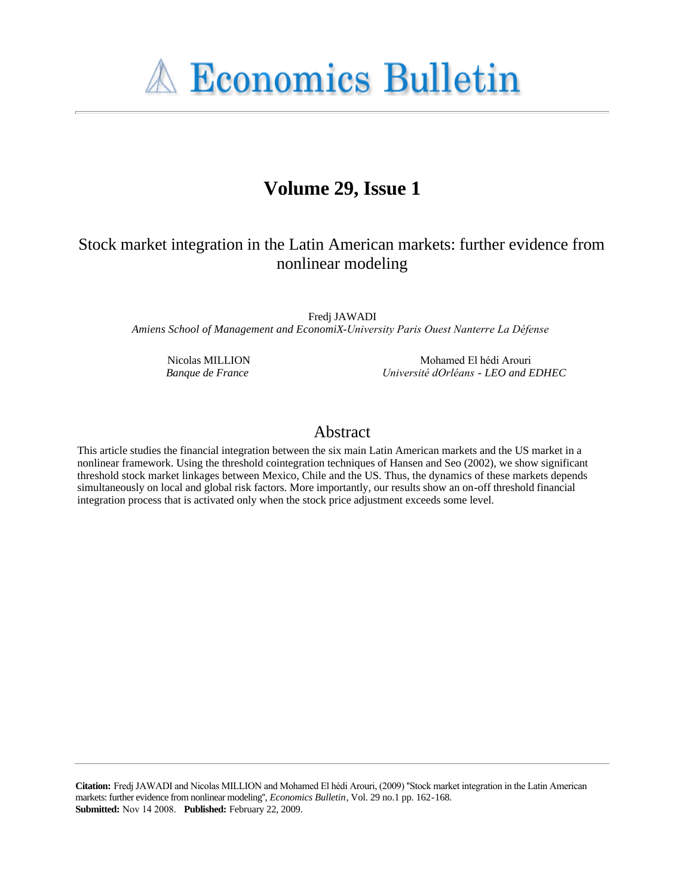# Economics Bulletin

## Volume 29, Issue 1

### Stock market integration in the Latin American markets: further evidence from nonlinear modeling

Fredj JAWADI
*Amiens School of Management and EconomiX-University Paris Ouest Nanterre La Défense*

Nicolas MILLION
*Banque de France*

Mohamed El hédi Arouri
*Université dOrléans - LEO and EDHEC*

## Abstract

This article studies the financial integration between the six main Latin American markets and the US market in a nonlinear framework. Using the threshold cointegration techniques of Hansen and Seo (2002), we show significant threshold stock market linkages between Mexico, Chile and the US. Thus, the dynamics of these markets depends simultaneously on local and global risk factors. More importantly, our results show an on-off threshold financial integration process that is activated only when the stock price adjustment exceeds some level.

**Citation:** Fredj JAWADI and Nicolas MILLION and Mohamed El hédi Arouri, (2009) "Stock market integration in the Latin American markets: further evidence from nonlinear modeling", *Economics Bulletin*, Vol. 29 no.1 pp. 162-168.
**Submitted:** Nov 14 2008. **Published:** February 22, 2009.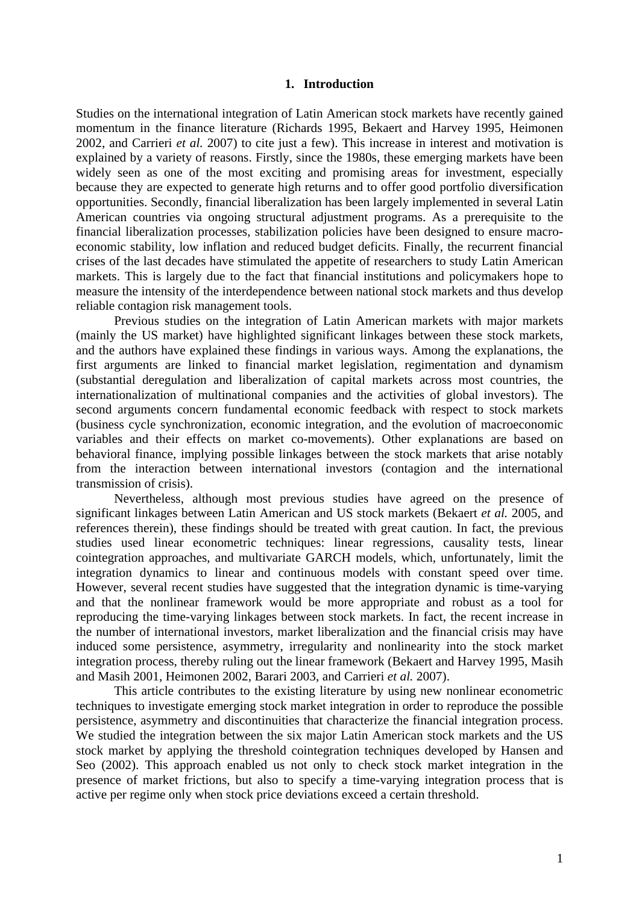## 1. Introduction

Studies on the international integration of Latin American stock markets have recently gained momentum in the finance literature (Richards 1995, Bekaert and Harvey 1995, Heimonen 2002, and Carrieri *et al.* 2007) to cite just a few). This increase in interest and motivation is explained by a variety of reasons. Firstly, since the 1980s, these emerging markets have been widely seen as one of the most exciting and promising areas for investment, especially because they are expected to generate high returns and to offer good portfolio diversification opportunities. Secondly, financial liberalization has been largely implemented in several Latin American countries via ongoing structural adjustment programs. As a prerequisite to the financial liberalization processes, stabilization policies have been designed to ensure macro-economic stability, low inflation and reduced budget deficits. Finally, the recurrent financial crises of the last decades have stimulated the appetite of researchers to study Latin American markets. This is largely due to the fact that financial institutions and policymakers hope to measure the intensity of the interdependence between national stock markets and thus develop reliable contagion risk management tools.

Previous studies on the integration of Latin American markets with major markets (mainly the US market) have highlighted significant linkages between these stock markets, and the authors have explained these findings in various ways. Among the explanations, the first arguments are linked to financial market legislation, regimentation and dynamism (substantial deregulation and liberalization of capital markets across most countries, the internationalization of multinational companies and the activities of global investors). The second arguments concern fundamental economic feedback with respect to stock markets (business cycle synchronization, economic integration, and the evolution of macroeconomic variables and their effects on market co-movements). Other explanations are based on behavioral finance, implying possible linkages between the stock markets that arise notably from the interaction between international investors (contagion and the international transmission of crisis).

Nevertheless, although most previous studies have agreed on the presence of significant linkages between Latin American and US stock markets (Bekaert *et al.* 2005, and references therein), these findings should be treated with great caution. In fact, the previous studies used linear econometric techniques: linear regressions, causality tests, linear cointegration approaches, and multivariate GARCH models, which, unfortunately, limit the integration dynamics to linear and continuous models with constant speed over time. However, several recent studies have suggested that the integration dynamic is time-varying and that the nonlinear framework would be more appropriate and robust as a tool for reproducing the time-varying linkages between stock markets. In fact, the recent increase in the number of international investors, market liberalization and the financial crisis may have induced some persistence, asymmetry, irregularity and nonlinearity into the stock market integration process, thereby ruling out the linear framework (Bekaert and Harvey 1995, Masih and Masih 2001, Heimonen 2002, Barari 2003, and Carrieri *et al.* 2007).

This article contributes to the existing literature by using new nonlinear econometric techniques to investigate emerging stock market integration in order to reproduce the possible persistence, asymmetry and discontinuities that characterize the financial integration process. We studied the integration between the six major Latin American stock markets and the US stock market by applying the threshold cointegration techniques developed by Hansen and Seo (2002). This approach enabled us not only to check stock market integration in the presence of market frictions, but also to specify a time-varying integration process that is active per regime only when stock price deviations exceed a certain threshold.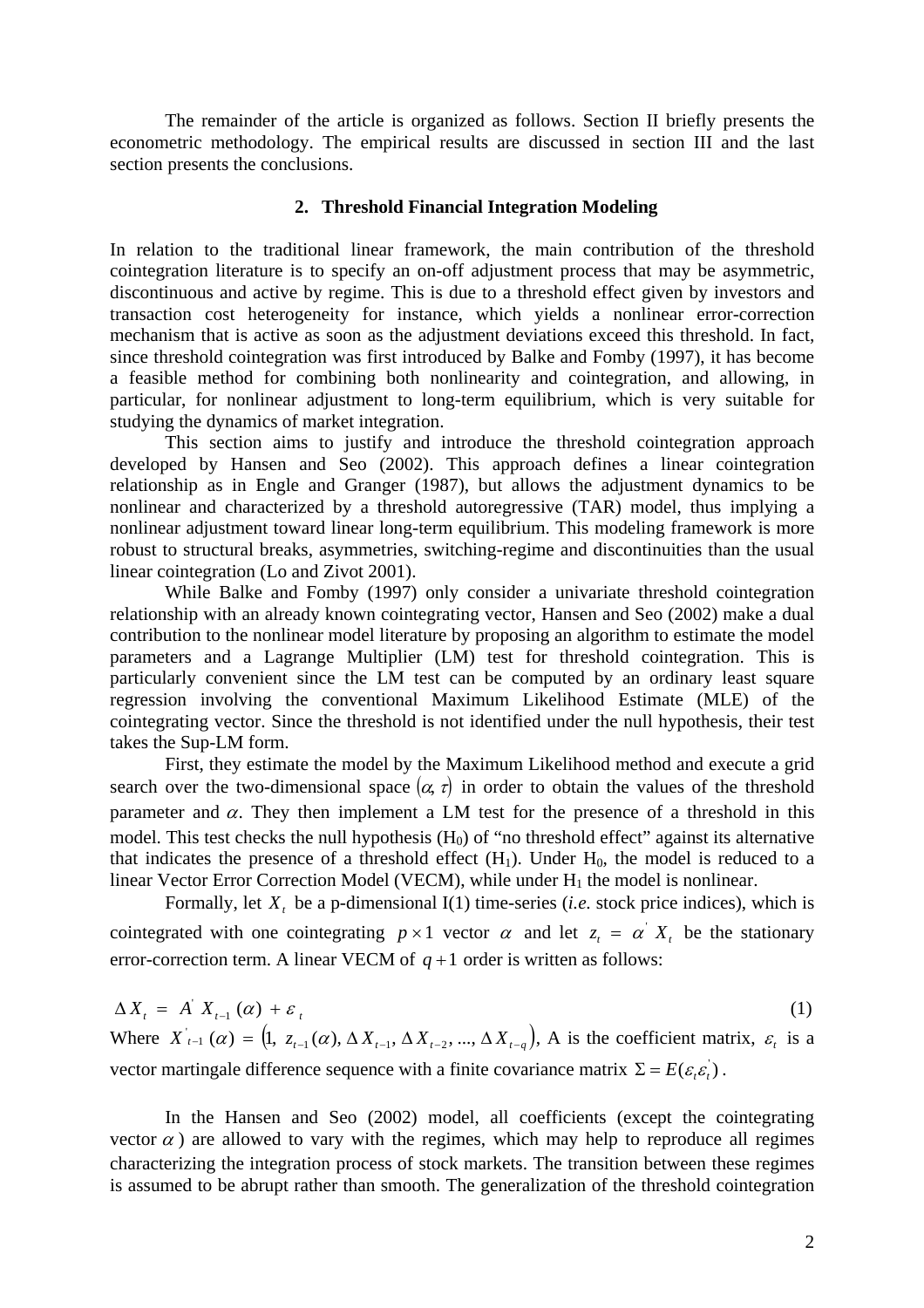The remainder of the article is organized as follows. Section II briefly presents the econometric methodology. The empirical results are discussed in section III and the last section presents the conclusions.

## 2. Threshold Financial Integration Modeling

In relation to the traditional linear framework, the main contribution of the threshold cointegration literature is to specify an on-off adjustment process that may be asymmetric, discontinuous and active by regime. This is due to a threshold effect given by investors and transaction cost heterogeneity for instance, which yields a nonlinear error-correction mechanism that is active as soon as the adjustment deviations exceed this threshold. In fact, since threshold cointegration was first introduced by Balke and Fomby (1997), it has become a feasible method for combining both nonlinearity and cointegration, and allowing, in particular, for nonlinear adjustment to long-term equilibrium, which is very suitable for studying the dynamics of market integration.

This section aims to justify and introduce the threshold cointegration approach developed by Hansen and Seo (2002). This approach defines a linear cointegration relationship as in Engle and Granger (1987), but allows the adjustment dynamics to be nonlinear and characterized by a threshold autoregressive (TAR) model, thus implying a nonlinear adjustment toward linear long-term equilibrium. This modeling framework is more robust to structural breaks, asymmetries, switching-regime and discontinuities than the usual linear cointegration (Lo and Zivot 2001).

While Balke and Fomby (1997) only consider a univariate threshold cointegration relationship with an already known cointegrating vector, Hansen and Seo (2002) make a dual contribution to the nonlinear model literature by proposing an algorithm to estimate the model parameters and a Lagrange Multiplier (LM) test for threshold cointegration. This is particularly convenient since the LM test can be computed by an ordinary least square regression involving the conventional Maximum Likelihood Estimate (MLE) of the cointegrating vector. Since the threshold is not identified under the null hypothesis, their test takes the Sup-LM form.

First, they estimate the model by the Maximum Likelihood method and execute a grid search over the two-dimensional space $(\alpha, \tau)$ in order to obtain the values of the threshold parameter and $\alpha$. They then implement a LM test for the presence of a threshold in this model. This test checks the null hypothesis ($H_0$) of "no threshold effect" against its alternative that indicates the presence of a threshold effect ($H_1$). Under $H_0$, the model is reduced to a linear Vector Error Correction Model (VECM), while under $H_1$ the model is nonlinear.

Formally, let $X_t$ be a p-dimensional I(1) time-series (*i.e.* stock price indices), which is cointegrated with one cointegrating $p \times 1$ vector $\alpha$ and let $z_t = \alpha' X_t$ be the stationary error-correction term. A linear VECM of $q+1$ order is written as follows:

$$\Delta X_t = A' X_{t-1}(\alpha) + \varepsilon_t \tag{1}$$

Where $X'_{t-1}(\alpha) = \left(1,\ z_{t-1}(\alpha), \Delta X_{t-1}, \Delta X_{t-2}, ..., \Delta X_{t-q}\right)$, A is the coefficient matrix, $\varepsilon_t$ is a vector martingale difference sequence with a finite covariance matrix $\Sigma = E(\varepsilon_t \varepsilon_t')$.

In the Hansen and Seo (2002) model, all coefficients (except the cointegrating vector $\alpha$) are allowed to vary with the regimes, which may help to reproduce all regimes characterizing the integration process of stock markets. The transition between these regimes is assumed to be abrupt rather than smooth. The generalization of the threshold cointegration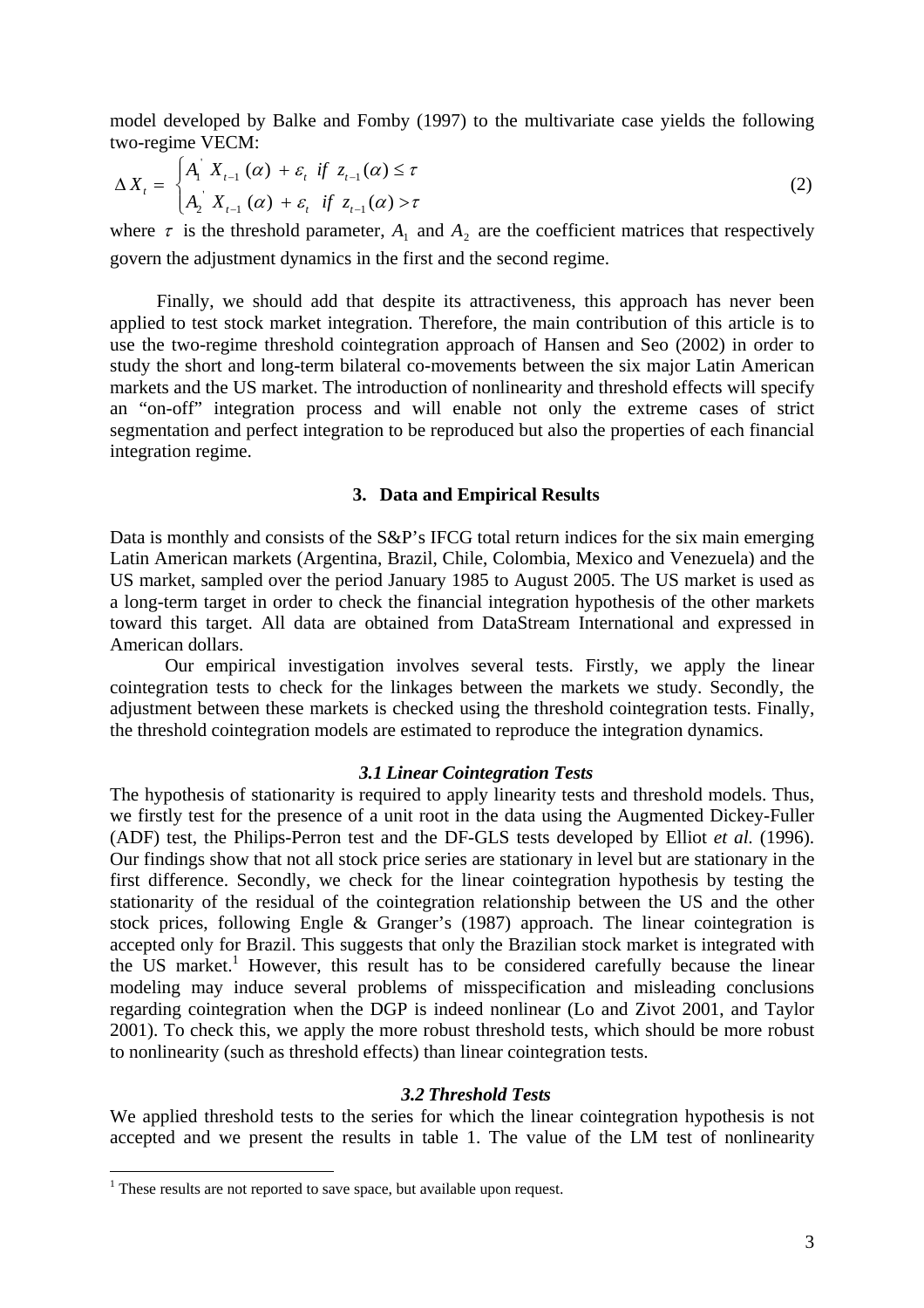model developed by Balke and Fomby (1997) to the multivariate case yields the following two-regime VECM:

$$\Delta X_t = \begin{cases} A_1^{'} X_{t-1}(\alpha) + \varepsilon_t \;\; if \;\; z_{t-1}(\alpha) \leq \tau \\ A_2^{'} X_{t-1}(\alpha) + \varepsilon_t \;\; if \;\; z_{t-1}(\alpha) > \tau \end{cases} \tag{2}$$

where $\tau$ is the threshold parameter, $A_1$ and $A_2$ are the coefficient matrices that respectively govern the adjustment dynamics in the first and the second regime.

Finally, we should add that despite its attractiveness, this approach has never been applied to test stock market integration. Therefore, the main contribution of this article is to use the two-regime threshold cointegration approach of Hansen and Seo (2002) in order to study the short and long-term bilateral co-movements between the six major Latin American markets and the US market. The introduction of nonlinearity and threshold effects will specify an "on-off" integration process and will enable not only the extreme cases of strict segmentation and perfect integration to be reproduced but also the properties of each financial integration regime.

## 3. Data and Empirical Results

Data is monthly and consists of the S&P's IFCG total return indices for the six main emerging Latin American markets (Argentina, Brazil, Chile, Colombia, Mexico and Venezuela) and the US market, sampled over the period January 1985 to August 2005. The US market is used as a long-term target in order to check the financial integration hypothesis of the other markets toward this target. All data are obtained from DataStream International and expressed in American dollars.

Our empirical investigation involves several tests. Firstly, we apply the linear cointegration tests to check for the linkages between the markets we study. Secondly, the adjustment between these markets is checked using the threshold cointegration tests. Finally, the threshold cointegration models are estimated to reproduce the integration dynamics.

### *3.1 Linear Cointegration Tests*

The hypothesis of stationarity is required to apply linearity tests and threshold models. Thus, we firstly test for the presence of a unit root in the data using the Augmented Dickey-Fuller (ADF) test, the Philips-Perron test and the DF-GLS tests developed by Elliot *et al.* (1996). Our findings show that not all stock price series are stationary in level but are stationary in the first difference. Secondly, we check for the linear cointegration hypothesis by testing the stationarity of the residual of the cointegration relationship between the US and the other stock prices, following Engle & Granger's (1987) approach. The linear cointegration is accepted only for Brazil. This suggests that only the Brazilian stock market is integrated with the US market.[1] However, this result has to be considered carefully because the linear modeling may induce several problems of misspecification and misleading conclusions regarding cointegration when the DGP is indeed nonlinear (Lo and Zivot 2001, and Taylor 2001). To check this, we apply the more robust threshold tests, which should be more robust to nonlinearity (such as threshold effects) than linear cointegration tests.

### *3.2 Threshold Tests*

We applied threshold tests to the series for which the linear cointegration hypothesis is not accepted and we present the results in table 1. The value of the LM test of nonlinearity

[1] These results are not reported to save space, but available upon request.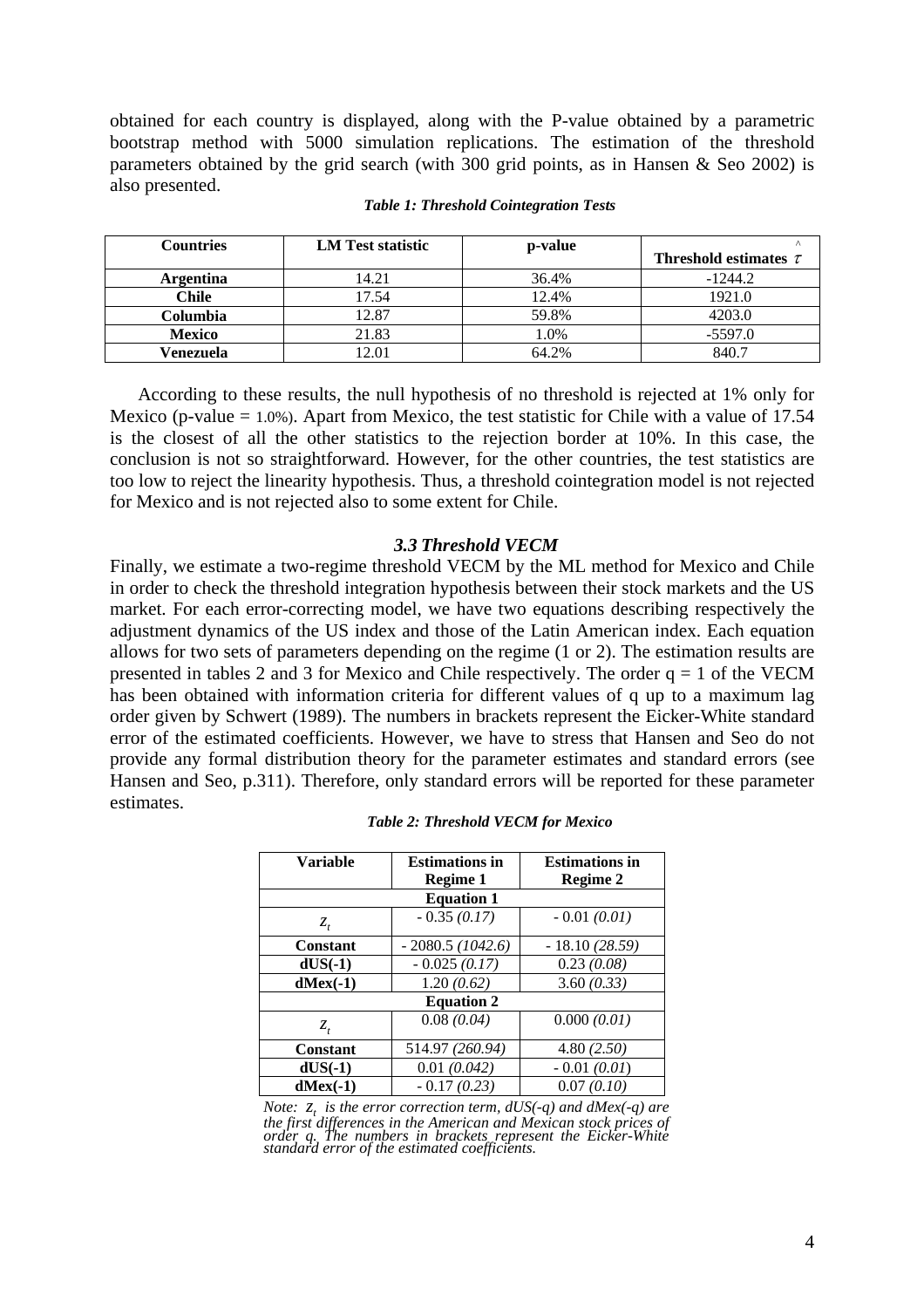obtained for each country is displayed, along with the P-value obtained by a parametric bootstrap method with 5000 simulation replications. The estimation of the threshold parameters obtained by the grid search (with 300 grid points, as in Hansen & Seo 2002) is also presented.

***Table 1: Threshold Cointegration Tests***

| Countries | LM Test statistic | p-value | Threshold estimates $\hat{\tau}$ |
|---|---|---|---|
| **Argentina** | 14.21 | 36.4% | -1244.2 |
| **Chile** | 17.54 | 12.4% | 1921.0 |
| **Columbia** | 12.87 | 59.8% | 4203.0 |
| **Mexico** | 21.83 | 1.0% | -5597.0 |
| **Venezuela** | 12.01 | 64.2% | 840.7 |

According to these results, the null hypothesis of no threshold is rejected at 1% only for Mexico (p-value = 1.0%). Apart from Mexico, the test statistic for Chile with a value of 17.54 is the closest of all the other statistics to the rejection border at 10%. In this case, the conclusion is not so straightforward. However, for the other countries, the test statistics are too low to reject the linearity hypothesis. Thus, a threshold cointegration model is not rejected for Mexico and is not rejected also to some extent for Chile.

### *3.3 Threshold VECM*

Finally, we estimate a two-regime threshold VECM by the ML method for Mexico and Chile in order to check the threshold integration hypothesis between their stock markets and the US market. For each error-correcting model, we have two equations describing respectively the adjustment dynamics of the US index and those of the Latin American index. Each equation allows for two sets of parameters depending on the regime (1 or 2). The estimation results are presented in tables 2 and 3 for Mexico and Chile respectively. The order $q = 1$ of the VECM has been obtained with information criteria for different values of q up to a maximum lag order given by Schwert (1989). The numbers in brackets represent the Eicker-White standard error of the estimated coefficients. However, we have to stress that Hansen and Seo do not provide any formal distribution theory for the parameter estimates and standard errors (see Hansen and Seo, p.311). Therefore, only standard errors will be reported for these parameter estimates.

***Table 2: Threshold VECM for Mexico***

| Variable | Estimations in Regime 1 | Estimations in Regime 2 |
|---|---|---|
| | **Equation 1** | |
| $z_t$ | - 0.35 *(0.17)* | - 0.01 *(0.01)* |
| **Constant** | - 2080.5 *(1042.6)* | - 18.10 *(28.59)* |
| **dUS(-1)** | - 0.025 *(0.17)* | 0.23 *(0.08)* |
| **dMex(-1)** | 1.20 *(0.62)* | 3.60 *(0.33)* |
| | **Equation 2** | |
| $z_t$ | 0.08 *(0.04)* | 0.000 *(0.01)* |
| **Constant** | 514.97 *(260.94)* | 4.80 *(2.50)* |
| **dUS(-1)** | 0.01 *(0.042)* | - 0.01 *(0.01)* |
| **dMex(-1)** | - 0.17 *(0.23)* | 0.07 *(0.10)* |

*Note: $z_t$ is the error correction term, dUS(-q) and dMex(-q) are the first differences in the American and Mexican stock prices of order q. The numbers in brackets represent the Eicker-White standard error of the estimated coefficients.*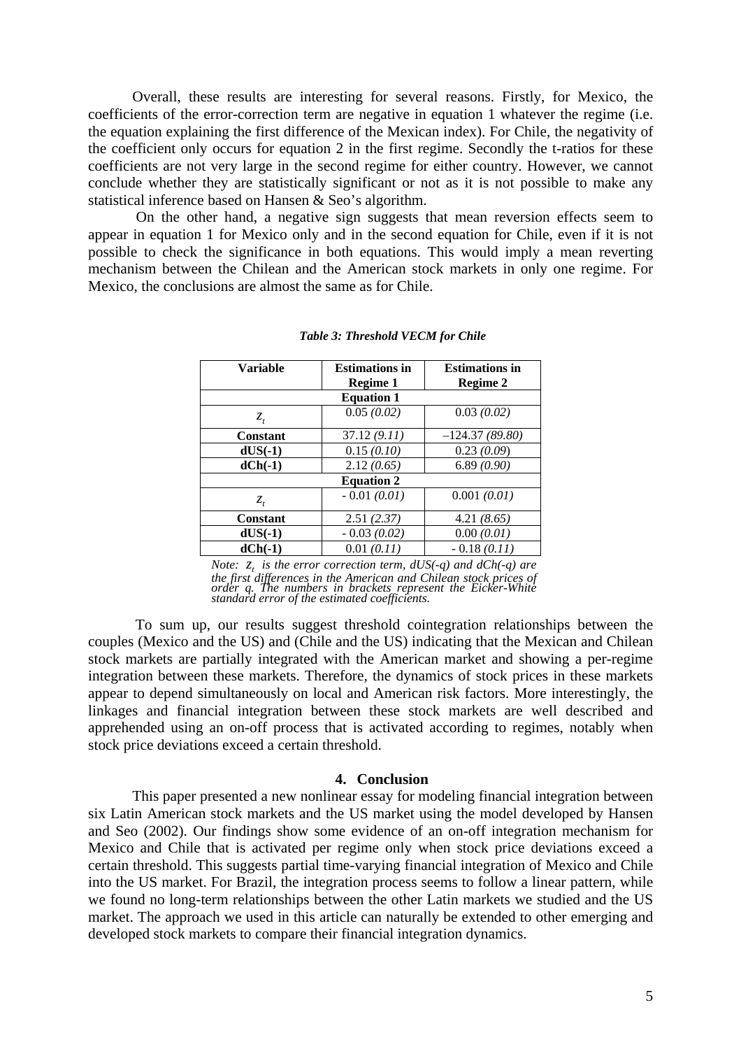Overall, these results are interesting for several reasons. Firstly, for Mexico, the coefficients of the error-correction term are negative in equation 1 whatever the regime (i.e. the equation explaining the first difference of the Mexican index). For Chile, the negativity of the coefficient only occurs for equation 2 in the first regime. Secondly the t-ratios for these coefficients are not very large in the second regime for either country. However, we cannot conclude whether they are statistically significant or not as it is not possible to make any statistical inference based on Hansen & Seo's algorithm.

On the other hand, a negative sign suggests that mean reversion effects seem to appear in equation 1 for Mexico only and in the second equation for Chile, even if it is not possible to check the significance in both equations. This would imply a mean reverting mechanism between the Chilean and the American stock markets in only one regime. For Mexico, the conclusions are almost the same as for Chile.

***Table 3: Threshold VECM for Chile***

| **Variable** | **Estimations in Regime 1** | **Estimations in Regime 2** |
|---|---|---|
| | **Equation 1** | |
| $z_t$ | 0.05 *(0.02)* | 0.03 *(0.02)* |
| **Constant** | 37.12 *(9.11)* | –124.37 *(89.80)* |
| **dUS(-1)** | 0.15 *(0.10)* | 0.23 *(0.09)* |
| **dCh(-1)** | 2.12 *(0.65)* | 6.89 *(0.90)* |
| | **Equation 2** | |
| $z_t$ | - 0.01 *(0.01)* | 0.001 *(0.01)* |
| **Constant** | 2.51 *(2.37)* | 4.21 *(8.65)* |
| **dUS(-1)** | - 0.03 *(0.02)* | 0.00 *(0.01)* |
| **dCh(-1)** | 0.01 *(0.11)* | - 0.18 *(0.11)* |

*Note: $z_t$ is the error correction term, dUS(-q) and dCh(-q) are the first differences in the American and Chilean stock prices of order q. The numbers in brackets represent the Eicker-White standard error of the estimated coefficients.*

To sum up, our results suggest threshold cointegration relationships between the couples (Mexico and the US) and (Chile and the US) indicating that the Mexican and Chilean stock markets are partially integrated with the American market and showing a per-regime integration between these markets. Therefore, the dynamics of stock prices in these markets appear to depend simultaneously on local and American risk factors. More interestingly, the linkages and financial integration between these stock markets are well described and apprehended using an on-off process that is activated according to regimes, notably when stock price deviations exceed a certain threshold.

## 4. Conclusion

This paper presented a new nonlinear essay for modeling financial integration between six Latin American stock markets and the US market using the model developed by Hansen and Seo (2002). Our findings show some evidence of an on-off integration mechanism for Mexico and Chile that is activated per regime only when stock price deviations exceed a certain threshold. This suggests partial time-varying financial integration of Mexico and Chile into the US market. For Brazil, the integration process seems to follow a linear pattern, while we found no long-term relationships between the other Latin markets we studied and the US market. The approach we used in this article can naturally be extended to other emerging and developed stock markets to compare their financial integration dynamics.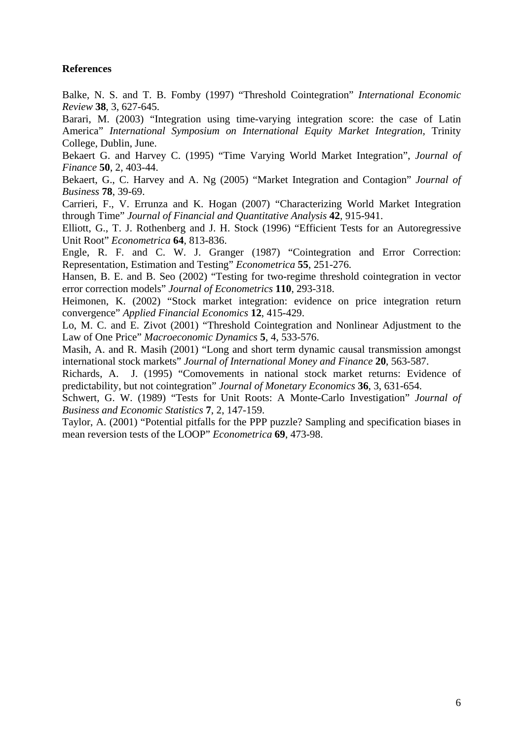**References**

Balke, N. S. and T. B. Fomby (1997) "Threshold Cointegration" *International Economic Review* **38**, 3, 627-645.

Barari, M. (2003) "Integration using time-varying integration score: the case of Latin America" *International Symposium on International Equity Market Integration*, Trinity College, Dublin, June.

Bekaert G. and Harvey C. (1995) "Time Varying World Market Integration", *Journal of Finance* **50**, 2, 403-44.

Bekaert, G., C. Harvey and A. Ng (2005) "Market Integration and Contagion" *Journal of Business* **78**, 39-69.

Carrieri, F., V. Errunza and K. Hogan (2007) "Characterizing World Market Integration through Time" *Journal of Financial and Quantitative Analysis* **42**, 915-941.

Elliott, G., T. J. Rothenberg and J. H. Stock (1996) "Efficient Tests for an Autoregressive Unit Root" *Econometrica* **64**, 813-836.

Engle, R. F. and C. W. J. Granger (1987) "Cointegration and Error Correction: Representation, Estimation and Testing" *Econometrica* **55**, 251-276.

Hansen, B. E. and B. Seo (2002) "Testing for two-regime threshold cointegration in vector error correction models" *Journal of Econometrics* **110**, 293-318.

Heimonen, K. (2002) "Stock market integration: evidence on price integration return convergence" *Applied Financial Economics* **12**, 415-429.

Lo, M. C. and E. Zivot (2001) "Threshold Cointegration and Nonlinear Adjustment to the Law of One Price" *Macroeconomic Dynamics* **5**, 4, 533-576.

Masih, A. and R. Masih (2001) "Long and short term dynamic causal transmission amongst international stock markets" *Journal of International Money and Finance* **20**, 563-587.

Richards, A. J. (1995) "Comovements in national stock market returns: Evidence of predictability, but not cointegration" *Journal of Monetary Economics* **36**, 3, 631-654.

Schwert, G. W. (1989) "Tests for Unit Roots: A Monte-Carlo Investigation" *Journal of Business and Economic Statistics* **7**, 2, 147-159.

Taylor, A. (2001) "Potential pitfalls for the PPP puzzle? Sampling and specification biases in mean reversion tests of the LOOP" *Econometrica* **69**, 473-98.